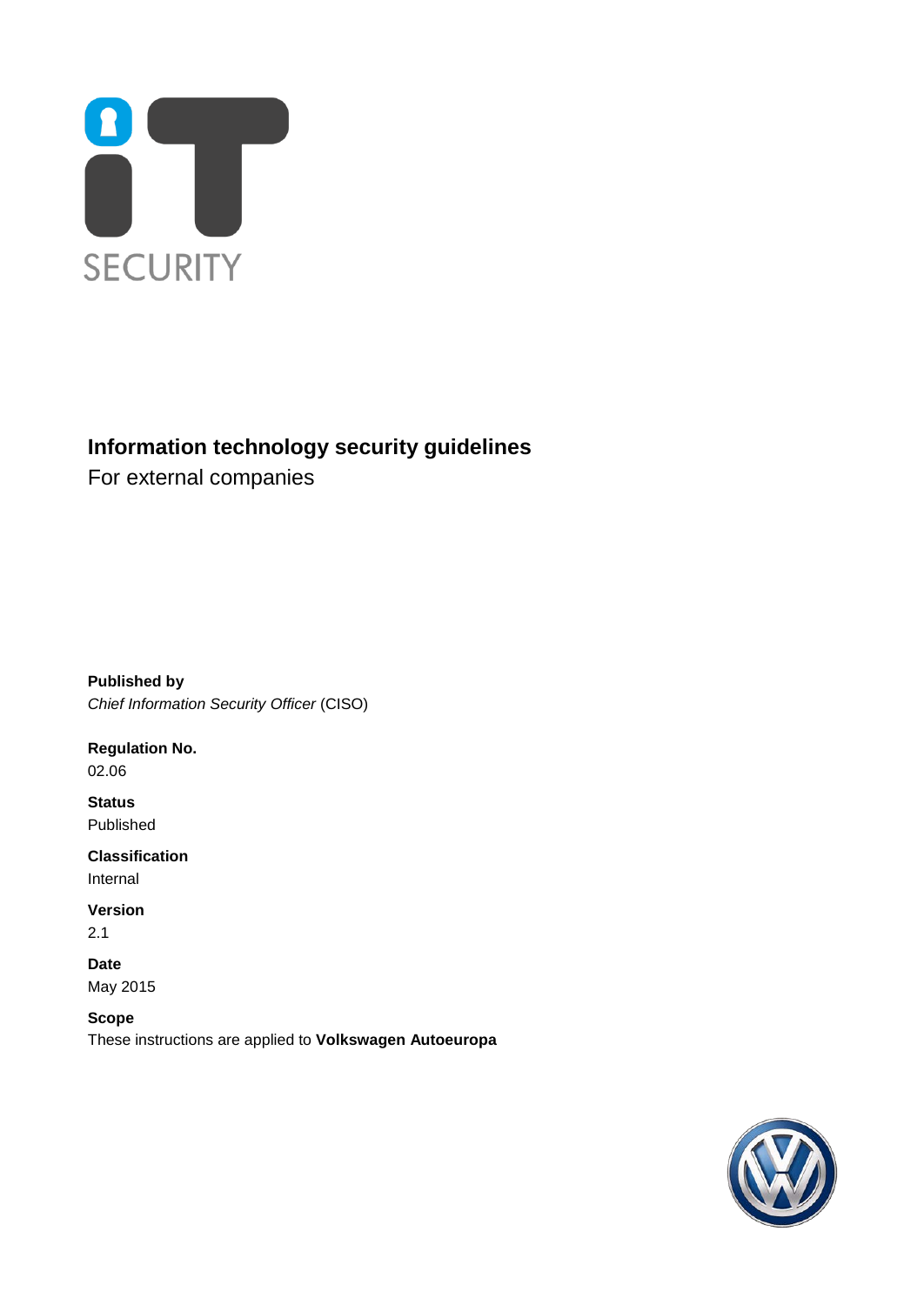SECURITY

# Information technology security guidelines

For external companies

**Published by**
*Chief Information Security Officer* (CISO)

**Regulation No.**
02.06

**Status**
Published

**Classification**
Internal

**Version**
2.1

**Date**
May 2015

**Scope**
These instructions are applied to **Volkswagen Autoeuropa**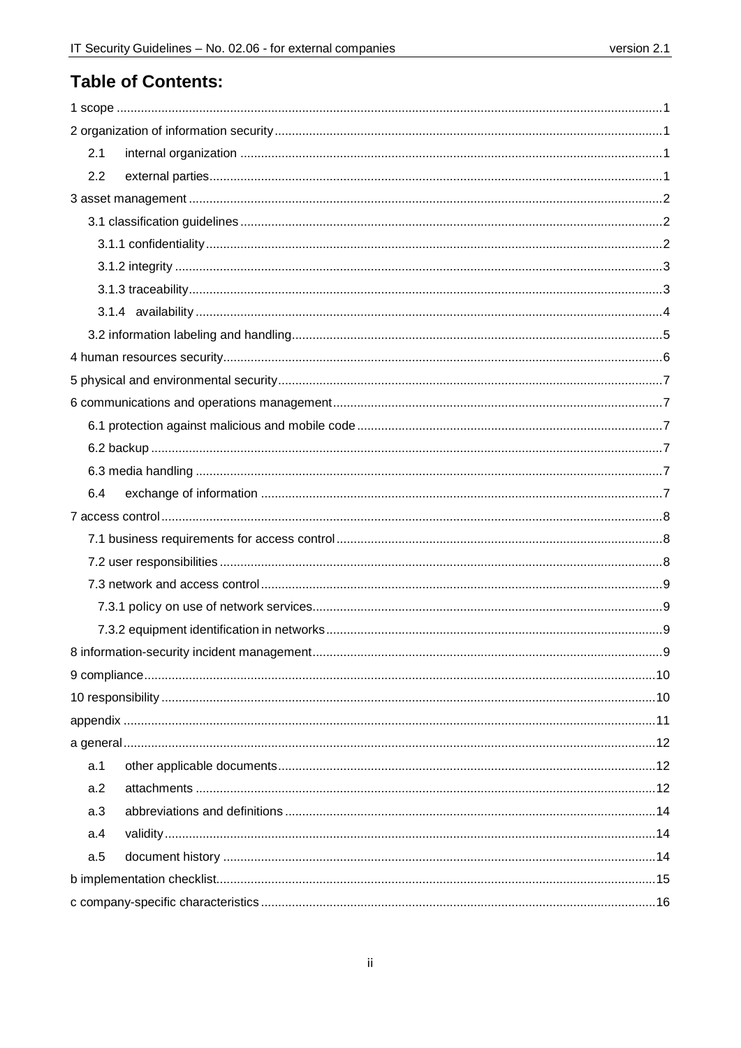## Table of Contents:

1 scope ..... 1
2 organization of information security ..... 1
  2.1 internal organization ..... 1
  2.2 external parties ..... 1
3 asset management ..... 2
  3.1 classification guidelines ..... 2
    3.1.1 confidentiality ..... 2
    3.1.2 integrity ..... 3
    3.1.3 traceability ..... 3
    3.1.4 availability ..... 4
  3.2 information labeling and handling ..... 5
4 human resources security ..... 6
5 physical and environmental security ..... 7
6 communications and operations management ..... 7
  6.1 protection against malicious and mobile code ..... 7
  6.2 backup ..... 7
  6.3 media handling ..... 7
  6.4 exchange of information ..... 7
7 access control ..... 8
  7.1 business requirements for access control ..... 8
  7.2 user responsibilities ..... 8
  7.3 network and access control ..... 9
    7.3.1 policy on use of network services ..... 9
    7.3.2 equipment identification in networks ..... 9
8 information-security incident management ..... 9
9 compliance ..... 10
10 responsibility ..... 10
appendix ..... 11
a general ..... 12
  a.1 other applicable documents ..... 12
  a.2 attachments ..... 12
  a.3 abbreviations and definitions ..... 14
  a.4 validity ..... 14
  a.5 document history ..... 14
b implementation checklist ..... 15
c company-specific characteristics ..... 16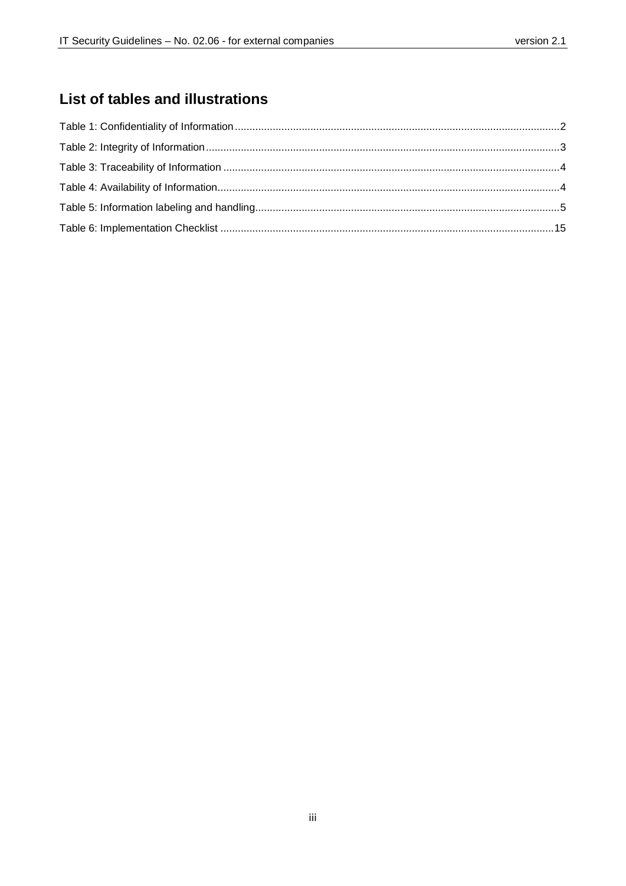## List of tables and illustrations

Table 1: Confidentiality of Information ........ 2

Table 2: Integrity of Information ........ 3

Table 3: Traceability of Information ........ 4

Table 4: Availability of Information ........ 4

Table 5: Information labeling and handling ........ 5

Table 6: Implementation Checklist ........ 15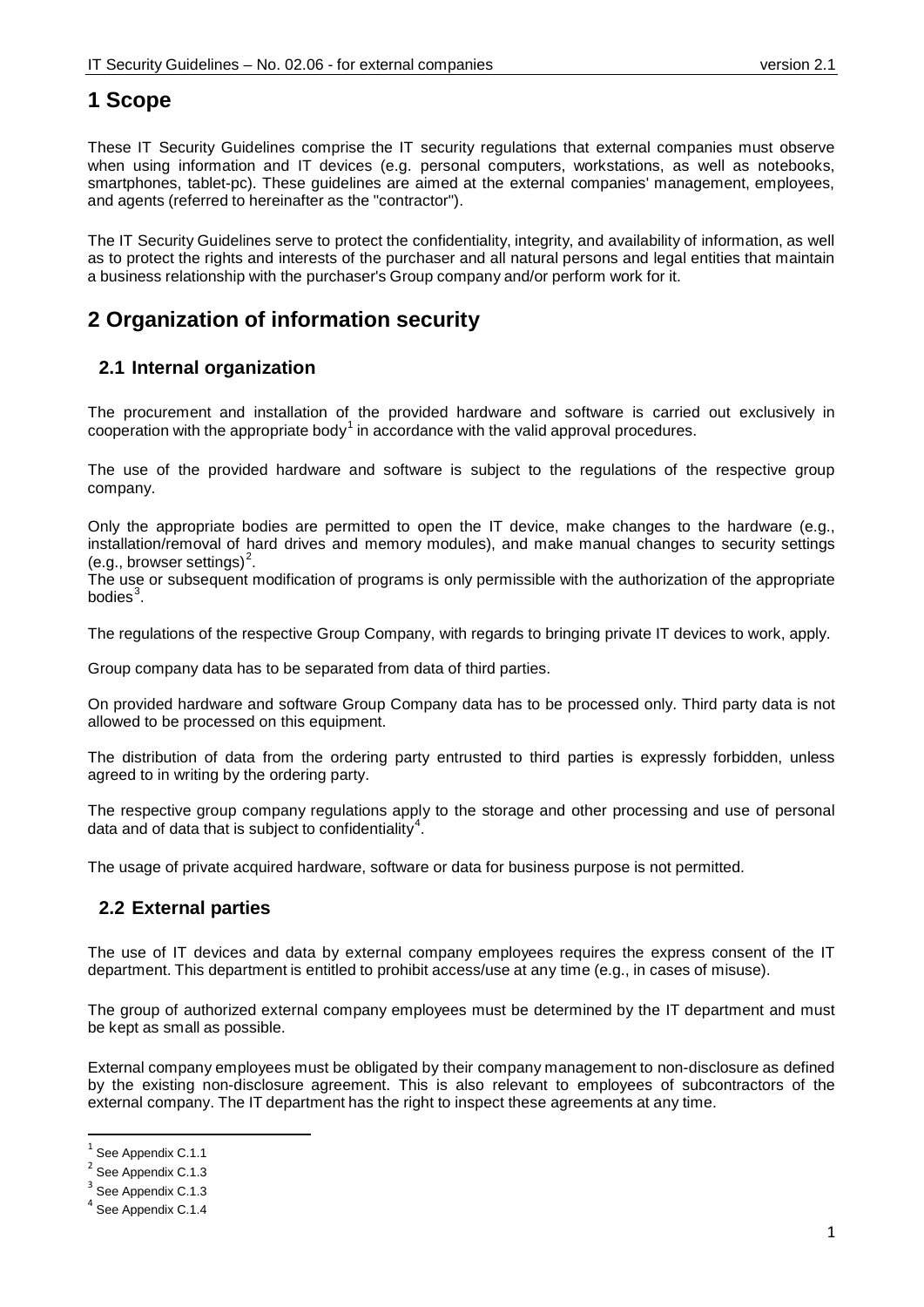# 1 Scope

These IT Security Guidelines comprise the IT security regulations that external companies must observe when using information and IT devices (e.g. personal computers, workstations, as well as notebooks, smartphones, tablet-pc). These guidelines are aimed at the external companies' management, employees, and agents (referred to hereinafter as the "contractor").

The IT Security Guidelines serve to protect the confidentiality, integrity, and availability of information, as well as to protect the rights and interests of the purchaser and all natural persons and legal entities that maintain a business relationship with the purchaser's Group company and/or perform work for it.

# 2 Organization of information security

## 2.1 Internal organization

The procurement and installation of the provided hardware and software is carried out exclusively in cooperation with the appropriate body[1] in accordance with the valid approval procedures.

The use of the provided hardware and software is subject to the regulations of the respective group company.

Only the appropriate bodies are permitted to open the IT device, make changes to the hardware (e.g., installation/removal of hard drives and memory modules), and make manual changes to security settings (e.g., browser settings)[2].

The use or subsequent modification of programs is only permissible with the authorization of the appropriate bodies[3].

The regulations of the respective Group Company, with regards to bringing private IT devices to work, apply.

Group company data has to be separated from data of third parties.

On provided hardware and software Group Company data has to be processed only. Third party data is not allowed to be processed on this equipment.

The distribution of data from the ordering party entrusted to third parties is expressly forbidden, unless agreed to in writing by the ordering party.

The respective group company regulations apply to the storage and other processing and use of personal data and of data that is subject to confidentiality[4].

The usage of private acquired hardware, software or data for business purpose is not permitted.

## 2.2 External parties

The use of IT devices and data by external company employees requires the express consent of the IT department. This department is entitled to prohibit access/use at any time (e.g., in cases of misuse).

The group of authorized external company employees must be determined by the IT department and must be kept as small as possible.

External company employees must be obligated by their company management to non-disclosure as defined by the existing non-disclosure agreement. This is also relevant to employees of subcontractors of the external company. The IT department has the right to inspect these agreements at any time.

---

[1] See Appendix C.1.1

[2] See Appendix C.1.3

[3] See Appendix C.1.3

[4] See Appendix C.1.4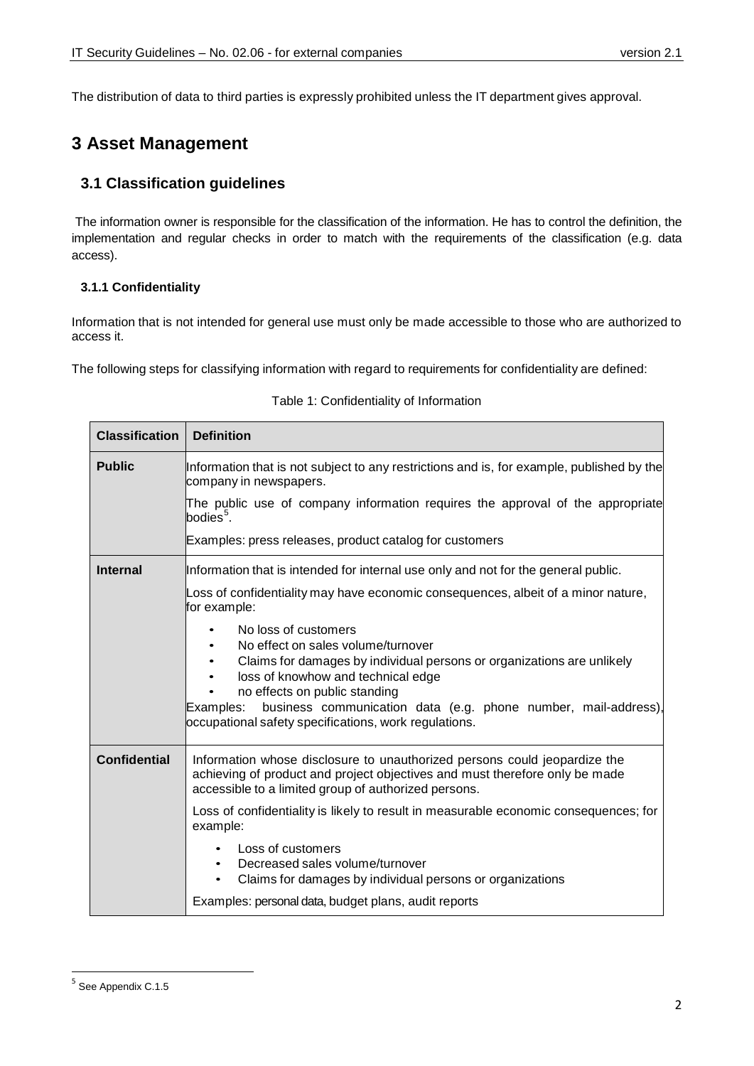The distribution of data to third parties is expressly prohibited unless the IT department gives approval.

# 3 Asset Management

## 3.1 Classification guidelines

The information owner is responsible for the classification of the information. He has to control the definition, the implementation and regular checks in order to match with the requirements of the classification (e.g. data access).

### 3.1.1 Confidentiality

Information that is not intended for general use must only be made accessible to those who are authorized to access it.

The following steps for classifying information with regard to requirements for confidentiality are defined:

Table 1: Confidentiality of Information

| Classification | Definition |
| --- | --- |
| **Public** | Information that is not subject to any restrictions and is, for example, published by the company in newspapers.<br><br>The public use of company information requires the approval of the appropriate bodies[5].<br><br>Examples: press releases, product catalog for customers |
| **Internal** | Information that is intended for internal use only and not for the general public.<br><br>Loss of confidentiality may have economic consequences, albeit of a minor nature, for example:<br><br>• No loss of customers<br>• No effect on sales volume/turnover<br>• Claims for damages by individual persons or organizations are unlikely<br>• loss of knowhow and technical edge<br>• no effects on public standing<br><br>Examples: business communication data (e.g. phone number, mail-address), occupational safety specifications, work regulations. |
| **Confidential** | Information whose disclosure to unauthorized persons could jeopardize the achieving of product and project objectives and must therefore only be made accessible to a limited group of authorized persons.<br><br>Loss of confidentiality is likely to result in measurable economic consequences; for example:<br><br>• Loss of customers<br>• Decreased sales volume/turnover<br>• Claims for damages by individual persons or organizations<br><br>Examples: personal data, budget plans, audit reports |

[5] See Appendix C.1.5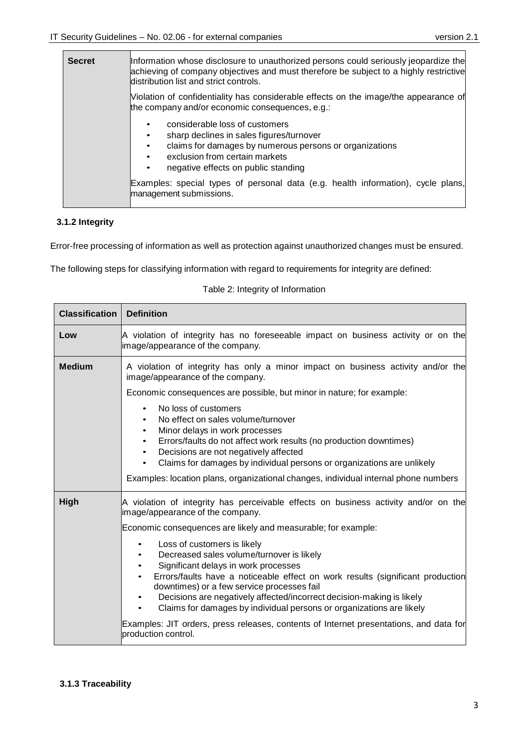| | |
|---|---|
| **Secret** | Information whose disclosure to unauthorized persons could seriously jeopardize the achieving of company objectives and must therefore be subject to a highly restrictive distribution list and strict controls.<br><br>Violation of confidentiality has considerable effects on the image/the appearance of the company and/or economic consequences, e.g.:<br><br>• considerable loss of customers<br>• sharp declines in sales figures/turnover<br>• claims for damages by numerous persons or organizations<br>• exclusion from certain markets<br>• negative effects on public standing<br><br>Examples: special types of personal data (e.g. health information), cycle plans, management submissions. |

### 3.1.2 Integrity

Error-free processing of information as well as protection against unauthorized changes must be ensured.

The following steps for classifying information with regard to requirements for integrity are defined:

Table 2: Integrity of Information

| Classification | Definition |
|---|---|
| **Low** | A violation of integrity has no foreseeable impact on business activity or on the image/appearance of the company. |
| **Medium** | A violation of integrity has only a minor impact on business activity and/or the image/appearance of the company.<br><br>Economic consequences are possible, but minor in nature; for example:<br><br>• No loss of customers<br>• No effect on sales volume/turnover<br>• Minor delays in work processes<br>• Errors/faults do not affect work results (no production downtimes)<br>• Decisions are not negatively affected<br>• Claims for damages by individual persons or organizations are unlikely<br><br>Examples: location plans, organizational changes, individual internal phone numbers |
| **High** | A violation of integrity has perceivable effects on business activity and/or on the image/appearance of the company.<br><br>Economic consequences are likely and measurable; for example:<br><br>• Loss of customers is likely<br>• Decreased sales volume/turnover is likely<br>• Significant delays in work processes<br>• Errors/faults have a noticeable effect on work results (significant production downtimes) or a few service processes fail<br>• Decisions are negatively affected/incorrect decision-making is likely<br>• Claims for damages by individual persons or organizations are likely<br><br>Examples: JIT orders, press releases, contents of Internet presentations, and data for production control. |

### 3.1.3 Traceability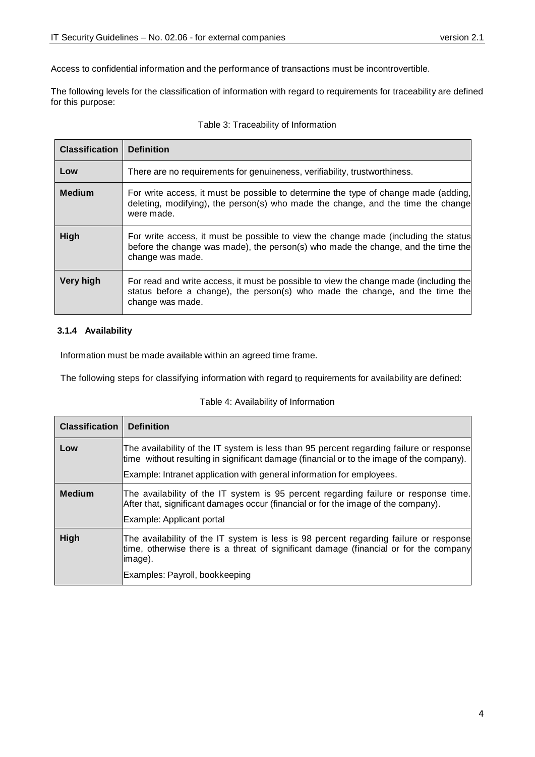Access to confidential information and the performance of transactions must be incontrovertible.

The following levels for the classification of information with regard to requirements for traceability are defined for this purpose:

Table 3: Traceability of Information

| Classification | Definition |
| --- | --- |
| **Low** | There are no requirements for genuineness, verifiability, trustworthiness. |
| **Medium** | For write access, it must be possible to determine the type of change made (adding, deleting, modifying), the person(s) who made the change, and the time the change were made. |
| **High** | For write access, it must be possible to view the change made (including the status before the change was made), the person(s) who made the change, and the time the change was made. |
| **Very high** | For read and write access, it must be possible to view the change made (including the status before a change), the person(s) who made the change, and the time the change was made. |

### 3.1.4 Availability

Information must be made available within an agreed time frame.

The following steps for classifying information with regard to requirements for availability are defined:

Table 4: Availability of Information

| Classification | Definition |
| --- | --- |
| **Low** | The availability of the IT system is less than 95 percent regarding failure or response time without resulting in significant damage (financial or to the image of the company).<br><br>Example: Intranet application with general information for employees. |
| **Medium** | The availability of the IT system is 95 percent regarding failure or response time. After that, significant damages occur (financial or for the image of the company).<br><br>Example: Applicant portal |
| **High** | The availability of the IT system is less is 98 percent regarding failure or response time, otherwise there is a threat of significant damage (financial or for the company image).<br><br>Examples: Payroll, bookkeeping |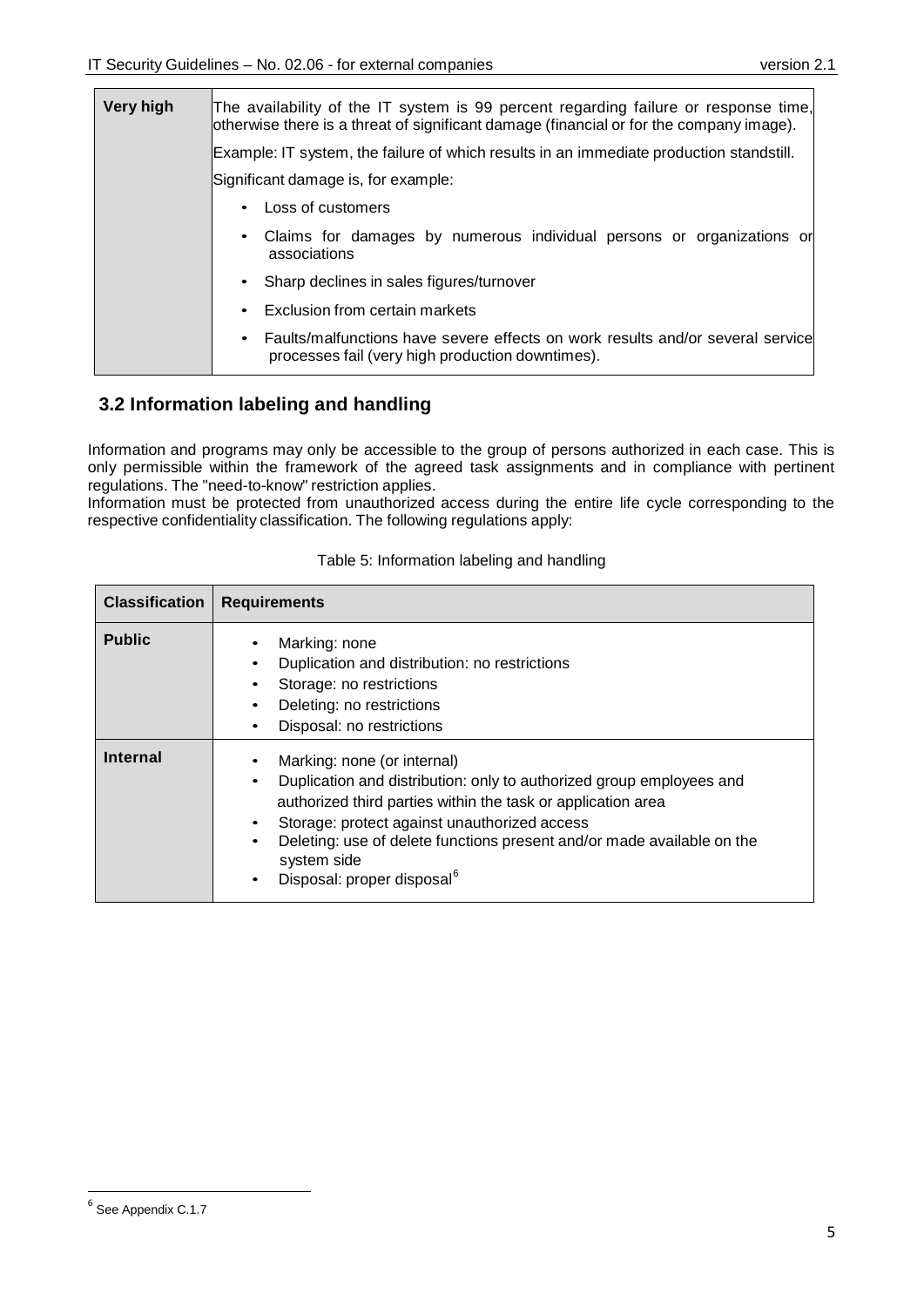| Very high | The availability of the IT system is 99 percent regarding failure or response time, otherwise there is a threat of significant damage (financial or for the company image).<br><br>Example: IT system, the failure of which results in an immediate production standstill.<br><br>Significant damage is, for example:<br><br>• Loss of customers<br>• Claims for damages by numerous individual persons or organizations or associations<br>• Sharp declines in sales figures/turnover<br>• Exclusion from certain markets<br>• Faults/malfunctions have severe effects on work results and/or several service processes fail (very high production downtimes). |
|---|---|

## 3.2 Information labeling and handling

Information and programs may only be accessible to the group of persons authorized in each case. This is only permissible within the framework of the agreed task assignments and in compliance with pertinent regulations. The "need-to-know" restriction applies.
Information must be protected from unauthorized access during the entire life cycle corresponding to the respective confidentiality classification. The following regulations apply:

Table 5: Information labeling and handling

| Classification | Requirements |
|---|---|
| **Public** | • Marking: none<br>• Duplication and distribution: no restrictions<br>• Storage: no restrictions<br>• Deleting: no restrictions<br>• Disposal: no restrictions |
| **Internal** | • Marking: none (or internal)<br>• Duplication and distribution: only to authorized group employees and authorized third parties within the task or application area<br>• Storage: protect against unauthorized access<br>• Deleting: use of delete functions present and/or made available on the system side<br>• Disposal: proper disposal[6] |

[6] See Appendix C.1.7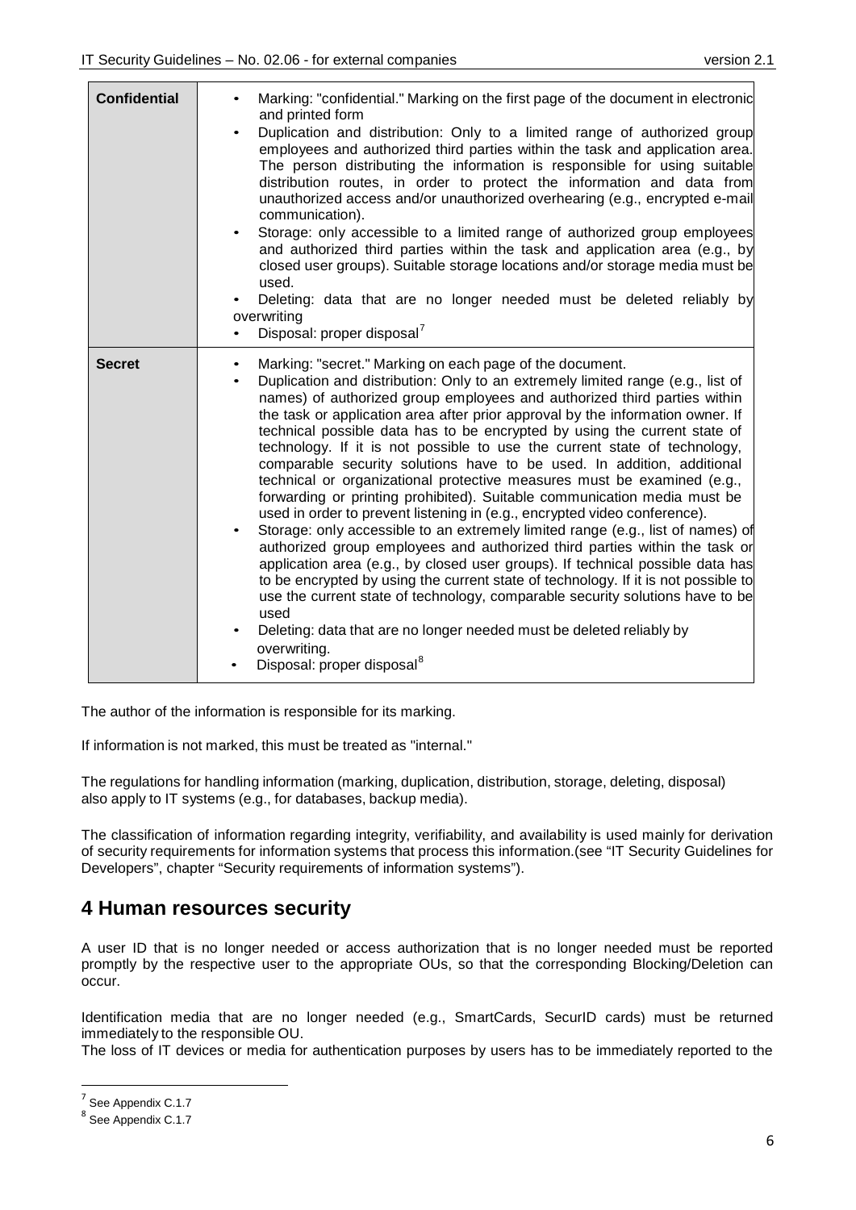| Confidential | • Marking: "confidential." Marking on the first page of the document in electronic and printed form<br>• Duplication and distribution: Only to a limited range of authorized group employees and authorized third parties within the task and application area. The person distributing the information is responsible for using suitable distribution routes, in order to protect the information and data from unauthorized access and/or unauthorized overhearing (e.g., encrypted e-mail communication).<br>• Storage: only accessible to a limited range of authorized group employees and authorized third parties within the task and application area (e.g., by closed user groups). Suitable storage locations and/or storage media must be used.<br>• Deleting: data that are no longer needed must be deleted reliably by overwriting<br>• Disposal: proper disposal[7] |
|---|---|
| **Secret** | • Marking: "secret." Marking on each page of the document.<br>• Duplication and distribution: Only to an extremely limited range (e.g., list of names) of authorized group employees and authorized third parties within the task or application area after prior approval by the information owner. If technical possible data has to be encrypted by using the current state of technology. If it is not possible to use the current state of technology, comparable security solutions have to be used. In addition, additional technical or organizational protective measures must be examined (e.g., forwarding or printing prohibited). Suitable communication media must be used in order to prevent listening in (e.g., encrypted video conference).<br>• Storage: only accessible to an extremely limited range (e.g., list of names) of authorized group employees and authorized third parties within the task or application area (e.g., by closed user groups). If technical possible data has to be encrypted by using the current state of technology. If it is not possible to use the current state of technology, comparable security solutions have to be used<br>• Deleting: data that are no longer needed must be deleted reliably by overwriting.<br>• Disposal: proper disposal[8] |

The author of the information is responsible for its marking.

If information is not marked, this must be treated as "internal."

The regulations for handling information (marking, duplication, distribution, storage, deleting, disposal) also apply to IT systems (e.g., for databases, backup media).

The classification of information regarding integrity, verifiability, and availability is used mainly for derivation of security requirements for information systems that process this information.(see "IT Security Guidelines for Developers", chapter "Security requirements of information systems").

# 4 Human resources security

A user ID that is no longer needed or access authorization that is no longer needed must be reported promptly by the respective user to the appropriate OUs, so that the corresponding Blocking/Deletion can occur.

Identification media that are no longer needed (e.g., SmartCards, SecurID cards) must be returned immediately to the responsible OU.
The loss of IT devices or media for authentication purposes by users has to be immediately reported to the

[7] See Appendix C.1.7

[8] See Appendix C.1.7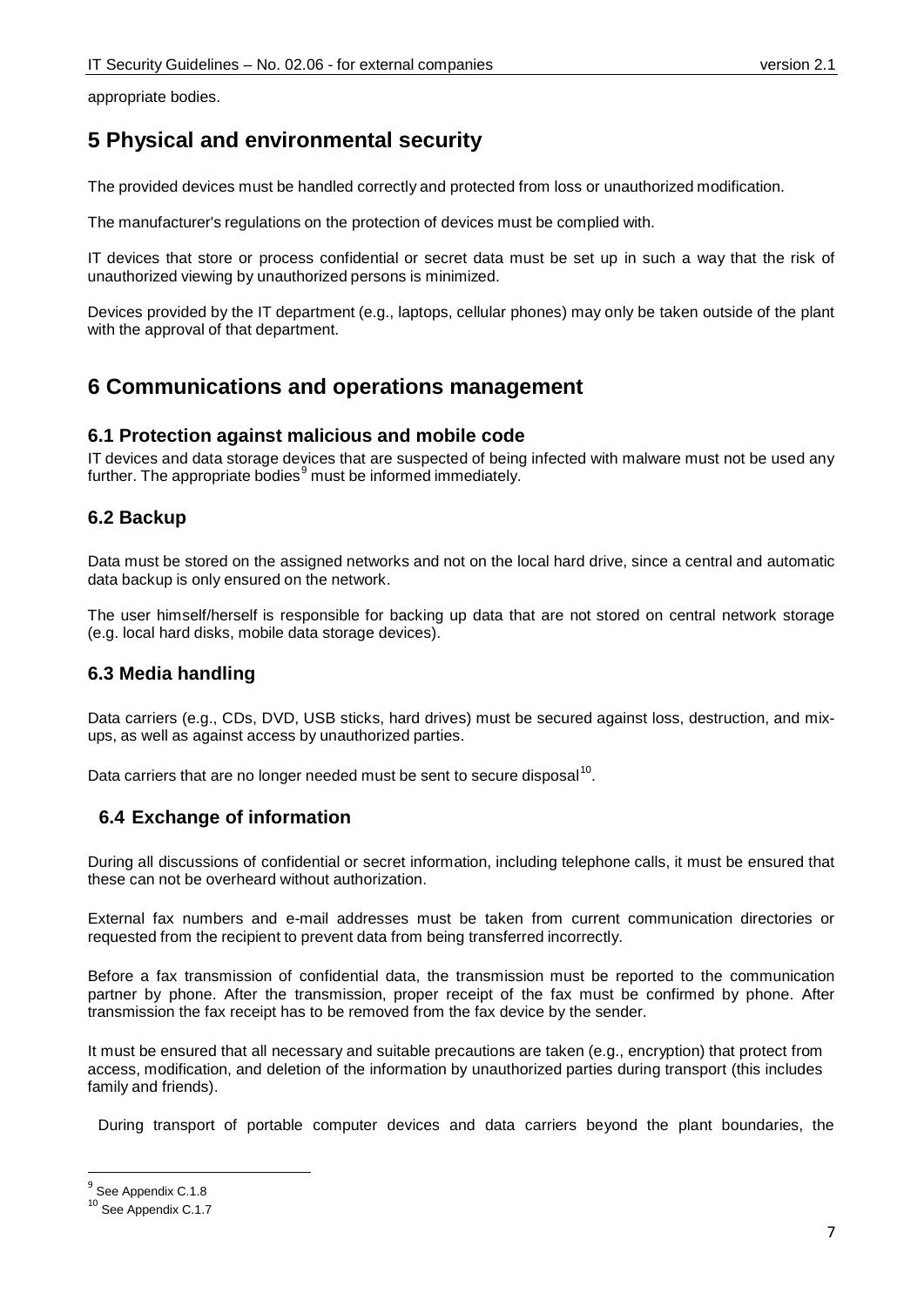appropriate bodies.

# 5 Physical and environmental security

The provided devices must be handled correctly and protected from loss or unauthorized modification.

The manufacturer's regulations on the protection of devices must be complied with.

IT devices that store or process confidential or secret data must be set up in such a way that the risk of unauthorized viewing by unauthorized persons is minimized.

Devices provided by the IT department (e.g., laptops, cellular phones) may only be taken outside of the plant with the approval of that department.

# 6 Communications and operations management

## 6.1 Protection against malicious and mobile code

IT devices and data storage devices that are suspected of being infected with malware must not be used any further. The appropriate bodies[9] must be informed immediately.

## 6.2 Backup

Data must be stored on the assigned networks and not on the local hard drive, since a central and automatic data backup is only ensured on the network.

The user himself/herself is responsible for backing up data that are not stored on central network storage (e.g. local hard disks, mobile data storage devices).

## 6.3 Media handling

Data carriers (e.g., CDs, DVD, USB sticks, hard drives) must be secured against loss, destruction, and mix-ups, as well as against access by unauthorized parties.

Data carriers that are no longer needed must be sent to secure disposal[10].

## 6.4 Exchange of information

During all discussions of confidential or secret information, including telephone calls, it must be ensured that these can not be overheard without authorization.

External fax numbers and e-mail addresses must be taken from current communication directories or requested from the recipient to prevent data from being transferred incorrectly.

Before a fax transmission of confidential data, the transmission must be reported to the communication partner by phone. After the transmission, proper receipt of the fax must be confirmed by phone. After transmission the fax receipt has to be removed from the fax device by the sender.

It must be ensured that all necessary and suitable precautions are taken (e.g., encryption) that protect from access, modification, and deletion of the information by unauthorized parties during transport (this includes family and friends).

During transport of portable computer devices and data carriers beyond the plant boundaries, the

---

[9] See Appendix C.1.8

[10] See Appendix C.1.7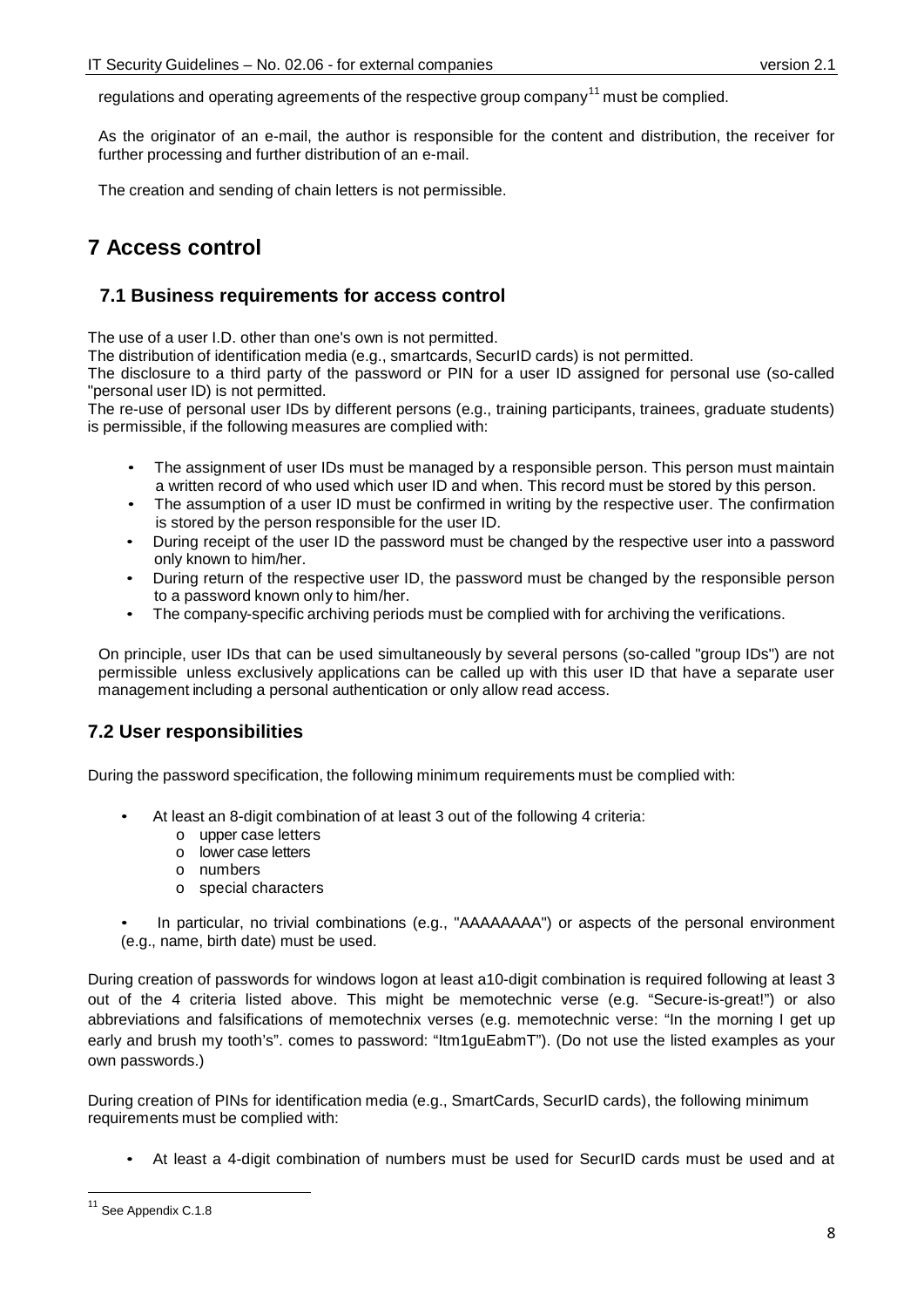regulations and operating agreements of the respective group company[11] must be complied.

As the originator of an e-mail, the author is responsible for the content and distribution, the receiver for further processing and further distribution of an e-mail.

The creation and sending of chain letters is not permissible.

# 7 Access control

## 7.1 Business requirements for access control

The use of a user I.D. other than one's own is not permitted.
The distribution of identification media (e.g., smartcards, SecurID cards) is not permitted.
The disclosure to a third party of the password or PIN for a user ID assigned for personal use (so-called "personal user ID) is not permitted.
The re-use of personal user IDs by different persons (e.g., training participants, trainees, graduate students) is permissible, if the following measures are complied with:

- The assignment of user IDs must be managed by a responsible person. This person must maintain a written record of who used which user ID and when. This record must be stored by this person.
- The assumption of a user ID must be confirmed in writing by the respective user. The confirmation is stored by the person responsible for the user ID.
- During receipt of the user ID the password must be changed by the respective user into a password only known to him/her.
- During return of the respective user ID, the password must be changed by the responsible person to a password known only to him/her.
- The company-specific archiving periods must be complied with for archiving the verifications.

On principle, user IDs that can be used simultaneously by several persons (so-called "group IDs") are not permissible unless exclusively applications can be called up with this user ID that have a separate user management including a personal authentication or only allow read access.

## 7.2 User responsibilities

During the password specification, the following minimum requirements must be complied with:

- At least an 8-digit combination of at least 3 out of the following 4 criteria:
  - upper case letters
  - lower case letters
  - numbers
  - special characters
- In particular, no trivial combinations (e.g., "AAAAAAAA") or aspects of the personal environment (e.g., name, birth date) must be used.

During creation of passwords for windows logon at least a10-digit combination is required following at least 3 out of the 4 criteria listed above. This might be memotechnic verse (e.g. "Secure-is-great!") or also abbreviations and falsifications of memotechnix verses (e.g. memotechnic verse: "In the morning I get up early and brush my tooth's". comes to password: "Itm1guEabmT"). (Do not use the listed examples as your own passwords.)

During creation of PINs for identification media (e.g., SmartCards, SecurID cards), the following minimum requirements must be complied with:

- At least a 4-digit combination of numbers must be used for SecurID cards must be used and at

[11] See Appendix C.1.8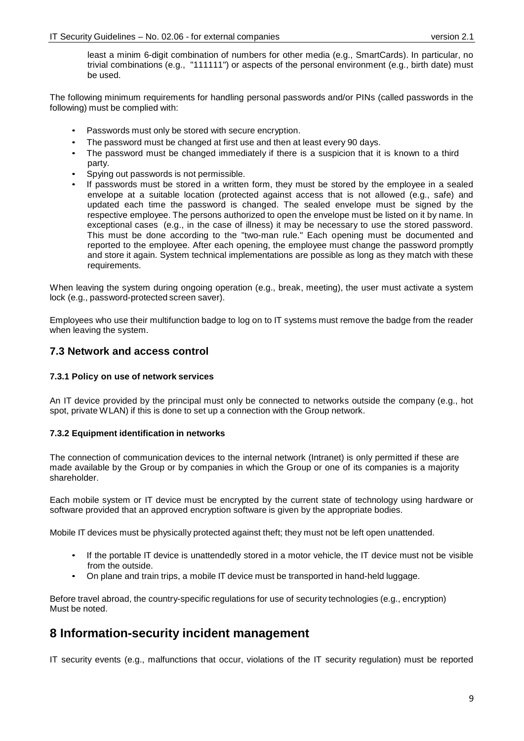least a minim 6-digit combination of numbers for other media (e.g., SmartCards). In particular, no trivial combinations (e.g., "111111") or aspects of the personal environment (e.g., birth date) must be used.

The following minimum requirements for handling personal passwords and/or PINs (called passwords in the following) must be complied with:

- Passwords must only be stored with secure encryption.
- The password must be changed at first use and then at least every 90 days.
- The password must be changed immediately if there is a suspicion that it is known to a third party.
- Spying out passwords is not permissible.
- If passwords must be stored in a written form, they must be stored by the employee in a sealed envelope at a suitable location (protected against access that is not allowed (e.g., safe) and updated each time the password is changed. The sealed envelope must be signed by the respective employee. The persons authorized to open the envelope must be listed on it by name. In exceptional cases (e.g., in the case of illness) it may be necessary to use the stored password. This must be done according to the "two-man rule." Each opening must be documented and reported to the employee. After each opening, the employee must change the password promptly and store it again. System technical implementations are possible as long as they match with these requirements.

When leaving the system during ongoing operation (e.g., break, meeting), the user must activate a system lock (e.g., password-protected screen saver).

Employees who use their multifunction badge to log on to IT systems must remove the badge from the reader when leaving the system.

## 7.3 Network and access control

#### 7.3.1 Policy on use of network services

An IT device provided by the principal must only be connected to networks outside the company (e.g., hot spot, private WLAN) if this is done to set up a connection with the Group network.

#### 7.3.2 Equipment identification in networks

The connection of communication devices to the internal network (Intranet) is only permitted if these are made available by the Group or by companies in which the Group or one of its companies is a majority shareholder.

Each mobile system or IT device must be encrypted by the current state of technology using hardware or software provided that an approved encryption software is given by the appropriate bodies.

Mobile IT devices must be physically protected against theft; they must not be left open unattended.

- If the portable IT device is unattendedly stored in a motor vehicle, the IT device must not be visible from the outside.
- On plane and train trips, a mobile IT device must be transported in hand-held luggage.

Before travel abroad, the country-specific regulations for use of security technologies (e.g., encryption) Must be noted.

# 8 Information-security incident management

IT security events (e.g., malfunctions that occur, violations of the IT security regulation) must be reported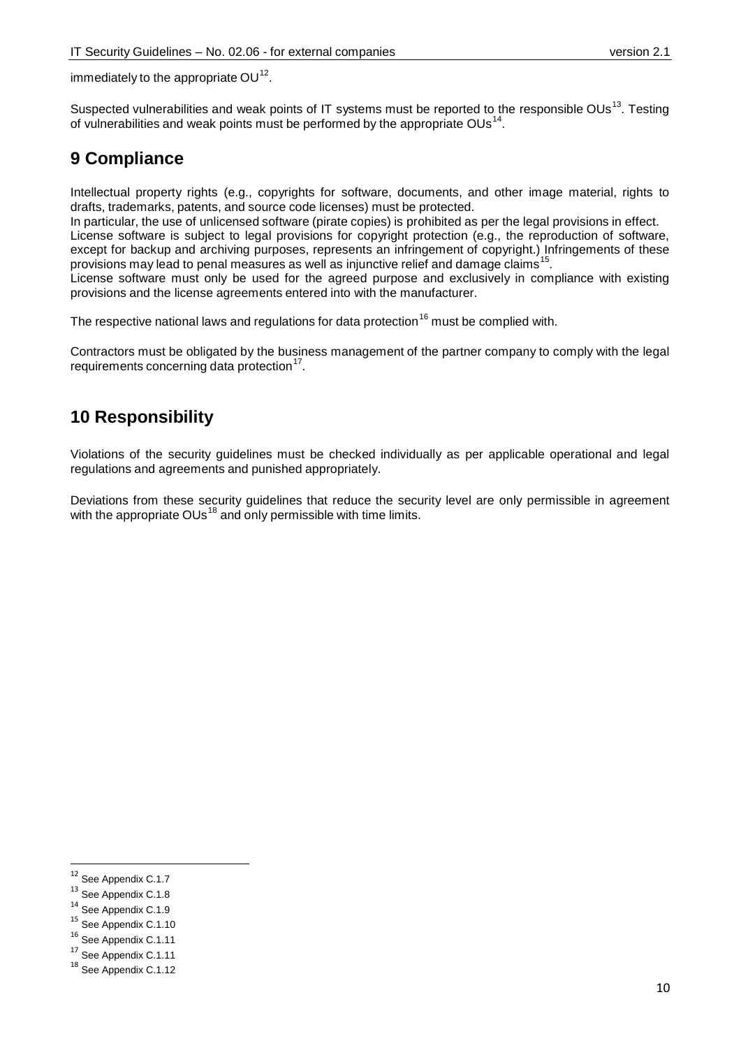immediately to the appropriate OU[12].

Suspected vulnerabilities and weak points of IT systems must be reported to the responsible OUs[13]. Testing of vulnerabilities and weak points must be performed by the appropriate OUs[14].

# 9 Compliance

Intellectual property rights (e.g., copyrights for software, documents, and other image material, rights to drafts, trademarks, patents, and source code licenses) must be protected.
In particular, the use of unlicensed software (pirate copies) is prohibited as per the legal provisions in effect.
License software is subject to legal provisions for copyright protection (e.g., the reproduction of software, except for backup and archiving purposes, represents an infringement of copyright.) Infringements of these provisions may lead to penal measures as well as injunctive relief and damage claims[15].
License software must only be used for the agreed purpose and exclusively in compliance with existing provisions and the license agreements entered into with the manufacturer.

The respective national laws and regulations for data protection[16] must be complied with.

Contractors must be obligated by the business management of the partner company to comply with the legal requirements concerning data protection[17].

# 10 Responsibility

Violations of the security guidelines must be checked individually as per applicable operational and legal regulations and agreements and punished appropriately.

Deviations from these security guidelines that reduce the security level are only permissible in agreement with the appropriate OUs[18] and only permissible with time limits.

---

[12] See Appendix C.1.7
[13] See Appendix C.1.8
[14] See Appendix C.1.9
[15] See Appendix C.1.10
[16] See Appendix C.1.11
[17] See Appendix C.1.11
[18] See Appendix C.1.12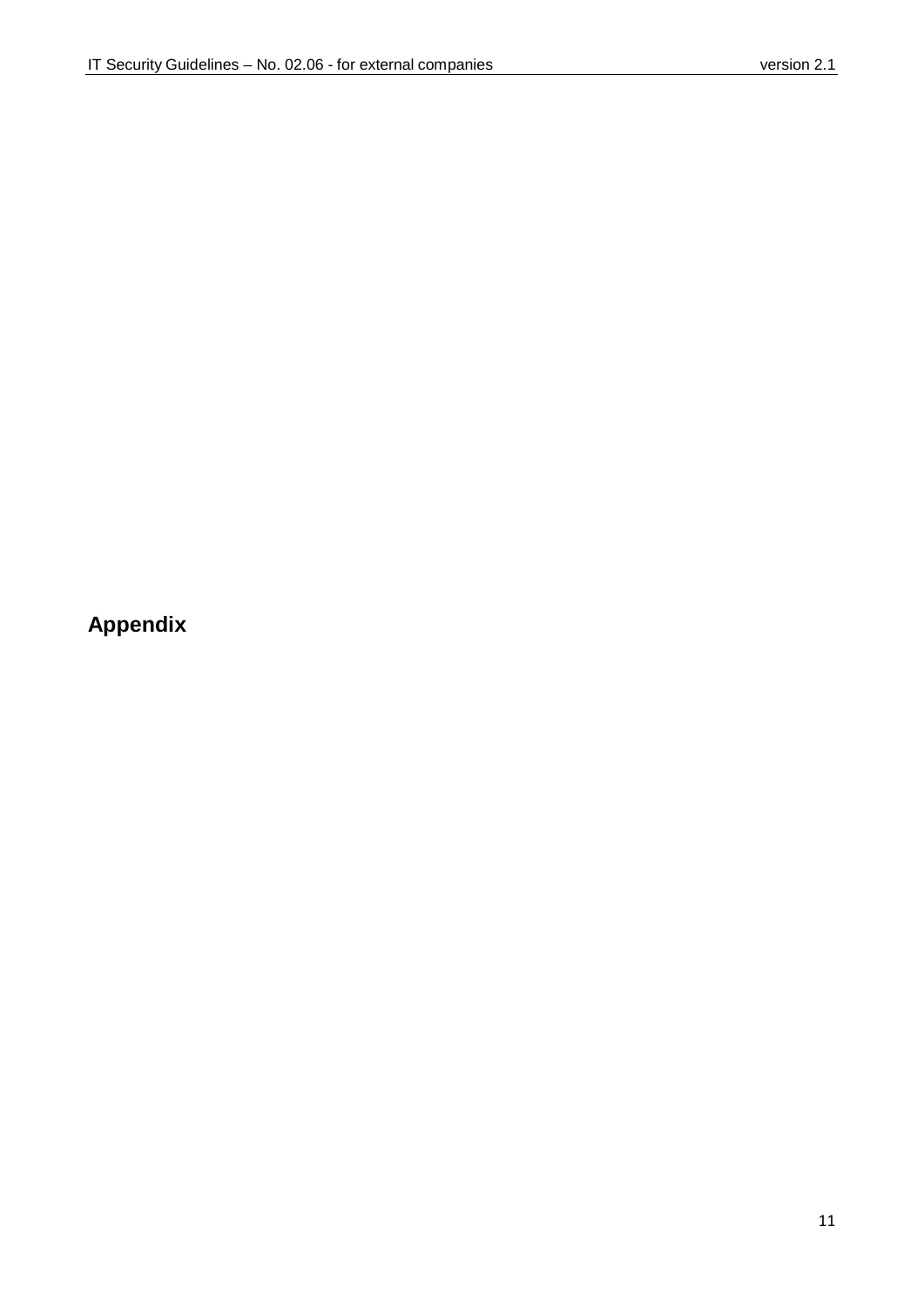# Appendix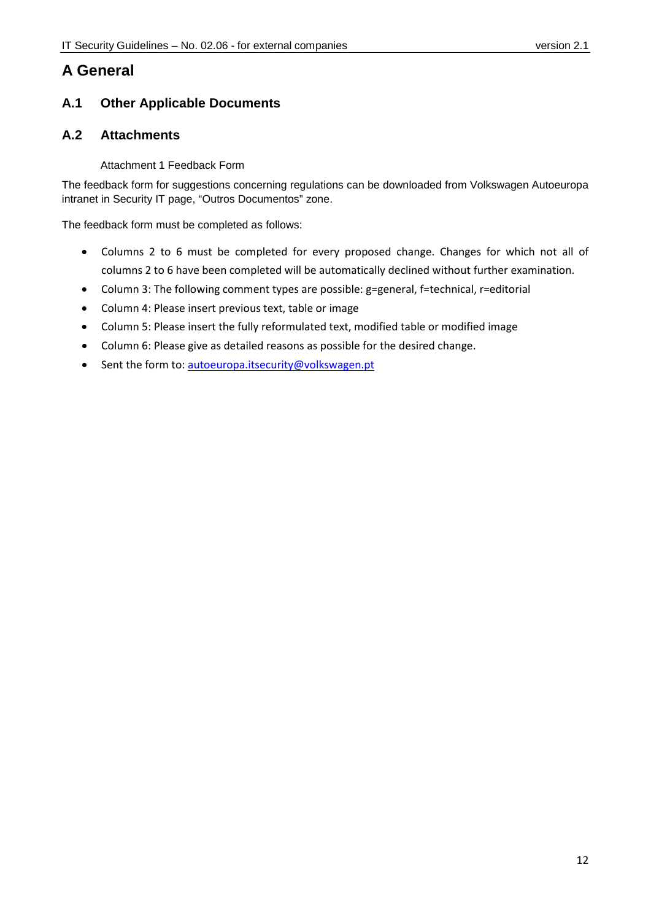# A General

## A.1 Other Applicable Documents

## A.2 Attachments

Attachment 1 Feedback Form

The feedback form for suggestions concerning regulations can be downloaded from Volkswagen Autoeuropa intranet in Security IT page, "Outros Documentos" zone.

The feedback form must be completed as follows:

- Columns 2 to 6 must be completed for every proposed change. Changes for which not all of columns 2 to 6 have been completed will be automatically declined without further examination.
- Column 3: The following comment types are possible: g=general, f=technical, r=editorial
- Column 4: Please insert previous text, table or image
- Column 5: Please insert the fully reformulated text, modified table or modified image
- Column 6: Please give as detailed reasons as possible for the desired change.
- Sent the form to: autoeuropa.itsecurity@volkswagen.pt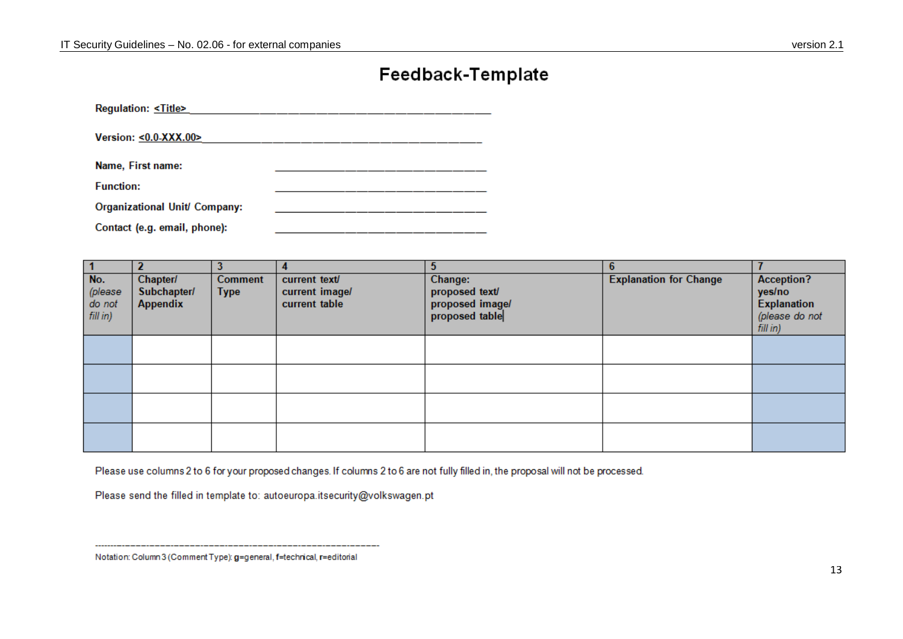# Feedback-Template

**Regulation:** <Title>\_\_\_\_\_\_\_\_\_\_\_\_\_\_\_\_\_\_\_\_\_\_\_\_\_\_\_\_\_\_\_\_\_\_\_\_\_\_\_\_

**Version:** <0.0-XXX.00>\_\_\_\_\_\_\_\_\_\_\_\_\_\_\_\_\_\_\_\_\_\_\_\_\_\_\_\_\_\_\_\_\_\_\_\_\_

**Name, First name:** \_\_\_\_\_\_\_\_\_\_\_\_\_\_\_\_\_\_\_\_\_\_\_\_\_\_\_\_\_\_\_\_

**Function:** \_\_\_\_\_\_\_\_\_\_\_\_\_\_\_\_\_\_\_\_\_\_\_\_\_\_\_\_\_\_\_\_

**Organizational Unit/ Company:** \_\_\_\_\_\_\_\_\_\_\_\_\_\_\_\_\_\_\_\_\_\_\_\_\_\_\_\_\_\_\_\_

**Contact (e.g. email, phone):** \_\_\_\_\_\_\_\_\_\_\_\_\_\_\_\_\_\_\_\_\_\_\_\_\_\_\_\_\_\_\_\_

| 1 | 2 | 3 | 4 | 5 | 6 | 7 |
|---|---|---|---|---|---|---|
| **No.** *(please do not fill in)* | **Chapter/ Subchapter/ Appendix** | **Comment Type** | **current text/ current image/ current table** | **Change: proposed text/ proposed image/ proposed table** | **Explanation for Change** | **Acception? yes/no Explanation** *(please do not fill in)* |
| | | | | | | |
| | | | | | | |
| | | | | | | |
| | | | | | | |

Please use columns 2 to 6 for your proposed changes. If columns 2 to 6 are not fully filled in, the proposal will not be processed.

Please send the filled in template to: autoeuropa.itsecurity@volkswagen.pt

---

Notation: Column 3 (Comment Type): **g**=general, **f**=technical, **r**=editorial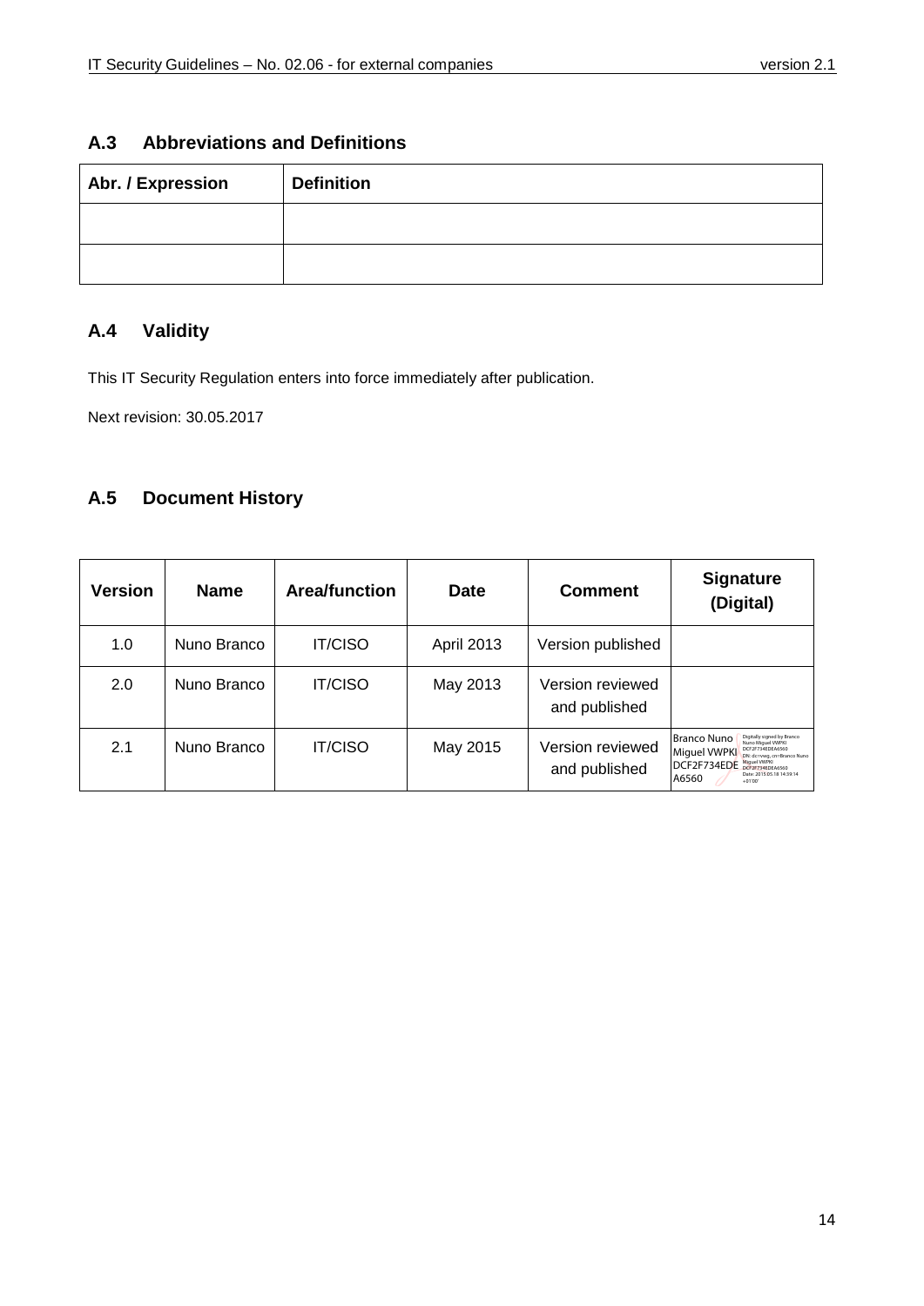## A.3 Abbreviations and Definitions

| Abr. / Expression | Definition |
|---|---|
| | |
| | |

## A.4 Validity

This IT Security Regulation enters into force immediately after publication.

Next revision: 30.05.2017

## A.5 Document History

| Version | Name | Area/function | Date | Comment | Signature (Digital) |
|---|---|---|---|---|---|
| 1.0 | Nuno Branco | IT/CISO | April 2013 | Version published | |
| 2.0 | Nuno Branco | IT/CISO | May 2013 | Version reviewed and published | |
| 2.1 | Nuno Branco | IT/CISO | May 2015 | Version reviewed and published | Branco Nuno Miguel VWPKI DCF2F734EDEA6560 Digitally signed by Branco Nuno Miguel VWPKI DCF2F734EDEA6560 DN: dc=vwg, cn=Branco Nuno Miguel VWPKI DCF2F734EDEA6560 Date: 2015.05.18 14:39:14 +01'00' |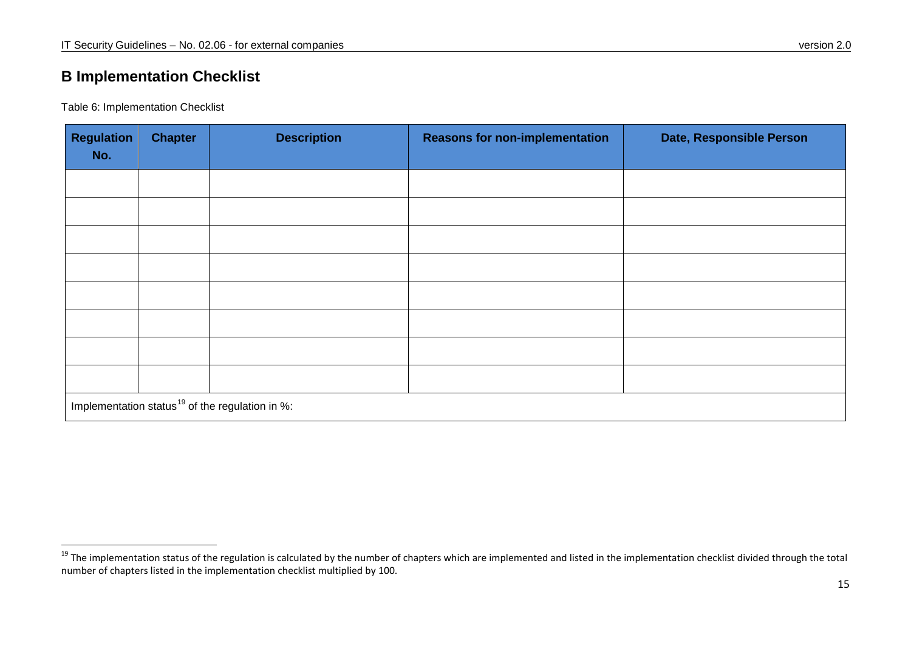# B Implementation Checklist

Table 6: Implementation Checklist

| Regulation No. | Chapter | Description | Reasons for non-implementation | Date, Responsible Person |
|---|---|---|---|---|
| | | | | |
| | | | | |
| | | | | |
| | | | | |
| | | | | |
| | | | | |
| | | | | |
| | | | | |
| Implementation status[19] of the regulation in %: | | | | |

[19] The implementation status of the regulation is calculated by the number of chapters which are implemented and listed in the implementation checklist divided through the total number of chapters listed in the implementation checklist multiplied by 100.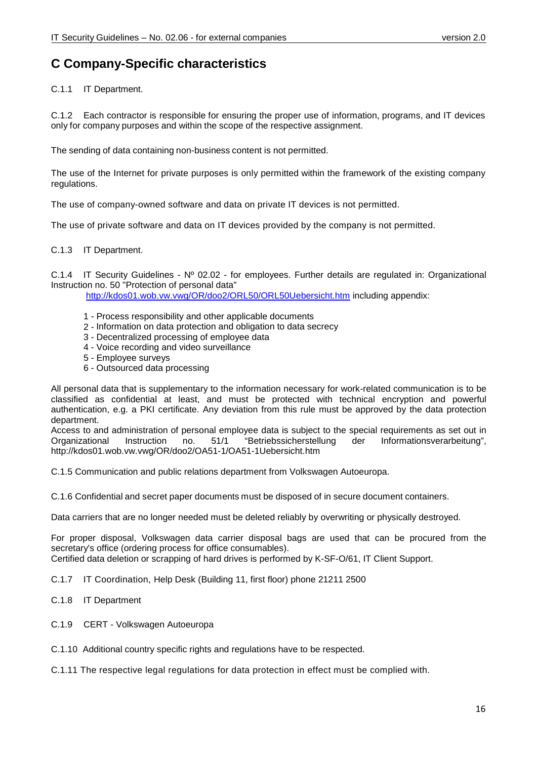# C Company-Specific characteristics

C.1.1 IT Department.

C.1.2 Each contractor is responsible for ensuring the proper use of information, programs, and IT devices only for company purposes and within the scope of the respective assignment.

The sending of data containing non-business content is not permitted.

The use of the Internet for private purposes is only permitted within the framework of the existing company regulations.

The use of company-owned software and data on private IT devices is not permitted.

The use of private software and data on IT devices provided by the company is not permitted.

C.1.3 IT Department.

C.1.4 IT Security Guidelines - Nº 02.02 - for employees. Further details are regulated in: Organizational Instruction no. 50 "Protection of personal data"
http://kdos01.wob.vw.vwg/OR/doo2/ORL50/ORL50Uebersicht.htm including appendix:

1 - Process responsibility and other applicable documents
2 - Information on data protection and obligation to data secrecy
3 - Decentralized processing of employee data
4 - Voice recording and video surveillance
5 - Employee surveys
6 - Outsourced data processing

All personal data that is supplementary to the information necessary for work-related communication is to be classified as confidential at least, and must be protected with technical encryption and powerful authentication, e.g. a PKI certificate. Any deviation from this rule must be approved by the data protection department.
Access to and administration of personal employee data is subject to the special requirements as set out in Organizational Instruction no. 51/1 "Betriebssicherstellung der Informationsverarbeitung", http://kdos01.wob.vw.vwg/OR/doo2/OA51-1/OA51-1Uebersicht.htm

C.1.5 Communication and public relations department from Volkswagen Autoeuropa.

C.1.6 Confidential and secret paper documents must be disposed of in secure document containers.

Data carriers that are no longer needed must be deleted reliably by overwriting or physically destroyed.

For proper disposal, Volkswagen data carrier disposal bags are used that can be procured from the secretary's office (ordering process for office consumables).
Certified data deletion or scrapping of hard drives is performed by K-SF-O/61, IT Client Support.

C.1.7 IT Coordination, Help Desk (Building 11, first floor) phone 21211 2500

C.1.8 IT Department

C.1.9 CERT - Volkswagen Autoeuropa

C.1.10 Additional country specific rights and regulations have to be respected.

C.1.11 The respective legal regulations for data protection in effect must be complied with.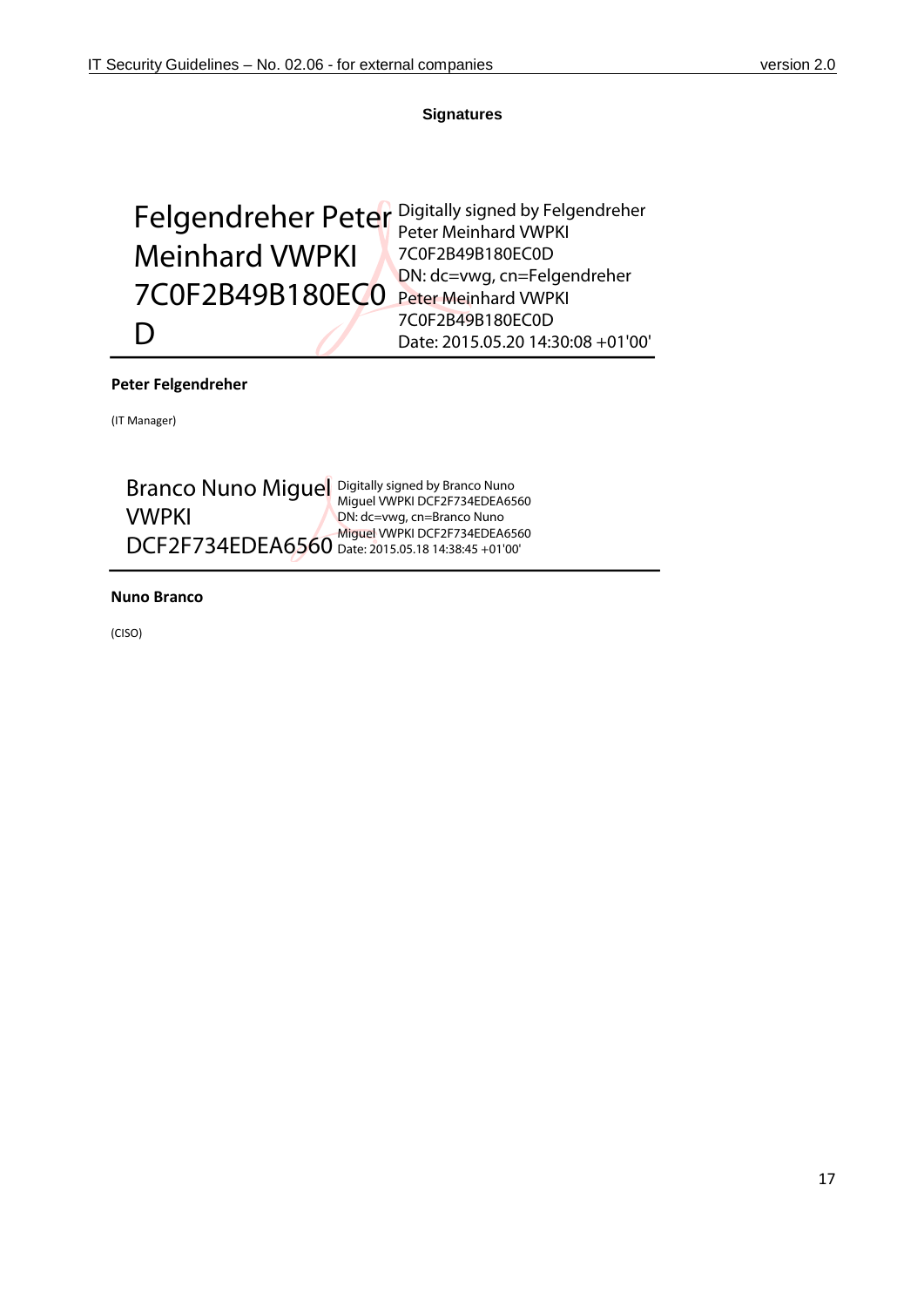**Signatures**

Felgendreher Peter Meinhard VWPKI 7C0F2B49B180EC0D

Digitally signed by Felgendreher Peter Meinhard VWPKI 7C0F2B49B180EC0D
DN: dc=vwg, cn=Felgendreher Peter Meinhard VWPKI 7C0F2B49B180EC0D
Date: 2015.05.20 14:30:08 +01'00'

**Peter Felgendreher**

(IT Manager)

Branco Nuno Miguel VWPKI DCF2F734EDEA6560

Digitally signed by Branco Nuno Miguel VWPKI DCF2F734EDEA6560
DN: dc=vwg, cn=Branco Nuno Miguel VWPKI DCF2F734EDEA6560
Date: 2015.05.18 14:38:45 +01'00'

**Nuno Branco**

(CISO)